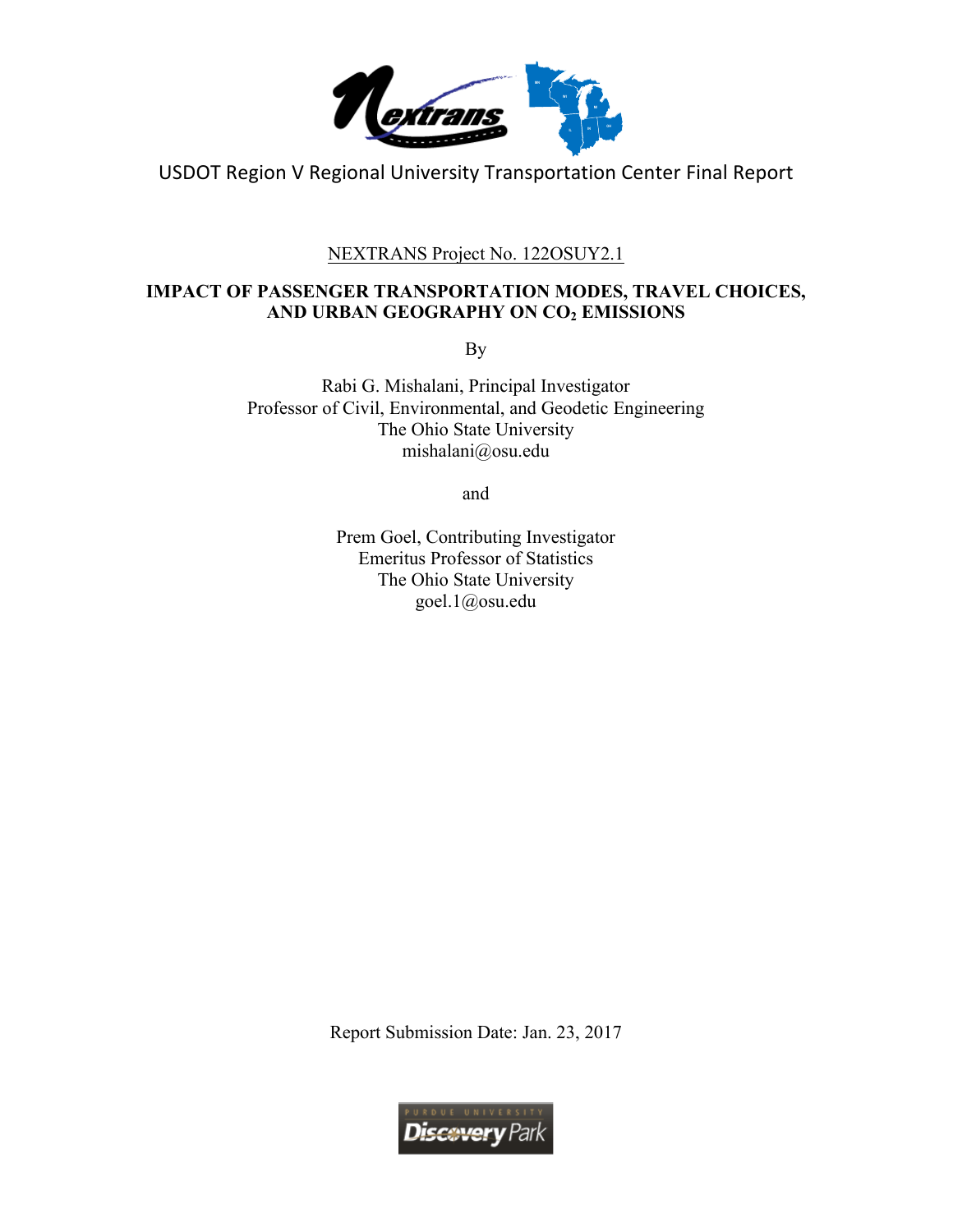USDOT Region V Regional University Transportation Center Final Report

NEXTRANS Project No. 122OSUY2.1

# IMPACT OF PASSENGER TRANSPORTATION MODES, TRAVEL CHOICES, AND URBAN GEOGRAPHY ON $CO_2$ EMISSIONS

By

Rabi G. Mishalani, Principal Investigator
Professor of Civil, Environmental, and Geodetic Engineering
The Ohio State University
mishalani@osu.edu

and

Prem Goel, Contributing Investigator
Emeritus Professor of Statistics
The Ohio State University
goel.1@osu.edu

Report Submission Date: Jan. 23, 2017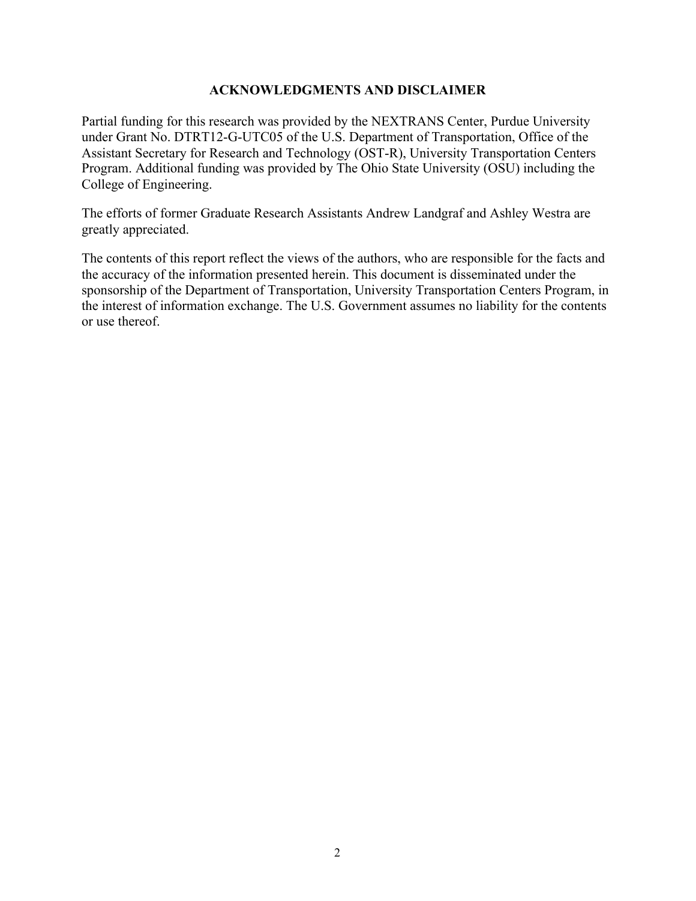## ACKNOWLEDGMENTS AND DISCLAIMER

Partial funding for this research was provided by the NEXTRANS Center, Purdue University under Grant No. DTRT12-G-UTC05 of the U.S. Department of Transportation, Office of the Assistant Secretary for Research and Technology (OST-R), University Transportation Centers Program. Additional funding was provided by The Ohio State University (OSU) including the College of Engineering.

The efforts of former Graduate Research Assistants Andrew Landgraf and Ashley Westra are greatly appreciated.

The contents of this report reflect the views of the authors, who are responsible for the facts and the accuracy of the information presented herein. This document is disseminated under the sponsorship of the Department of Transportation, University Transportation Centers Program, in the interest of information exchange. The U.S. Government assumes no liability for the contents or use thereof.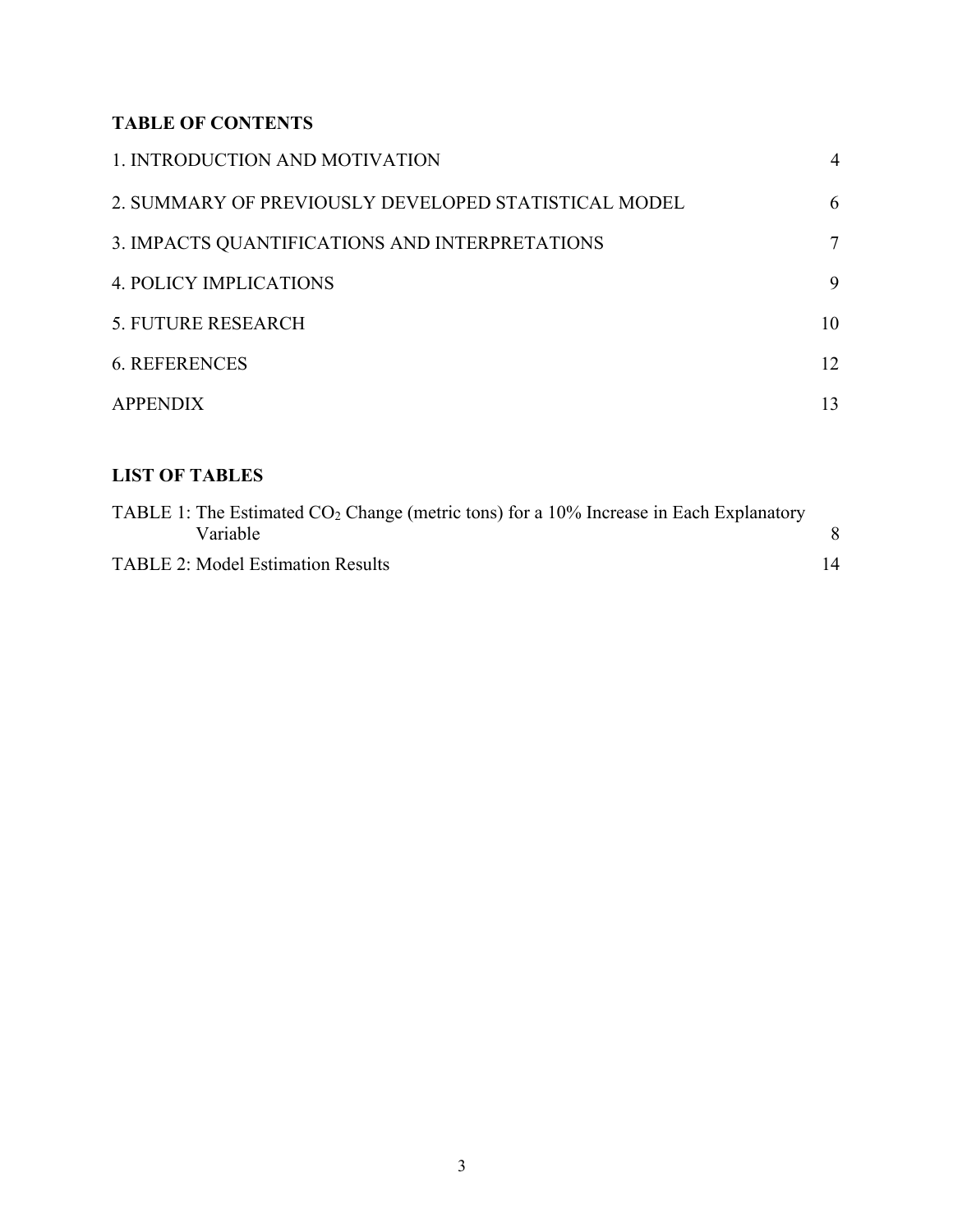**TABLE OF CONTENTS**

| | |
|---|---|
| 1. INTRODUCTION AND MOTIVATION | 4 |
| 2. SUMMARY OF PREVIOUSLY DEVELOPED STATISTICAL MODEL | 6 |
| 3. IMPACTS QUANTIFICATIONS AND INTERPRETATIONS | 7 |
| 4. POLICY IMPLICATIONS | 9 |
| 5. FUTURE RESEARCH | 10 |
| 6. REFERENCES | 12 |
| APPENDIX | 13 |

**LIST OF TABLES**

| | |
|---|---|
| TABLE 1: The Estimated $CO_2$ Change (metric tons) for a 10% Increase in Each Explanatory Variable | 8 |
| TABLE 2: Model Estimation Results | 14 |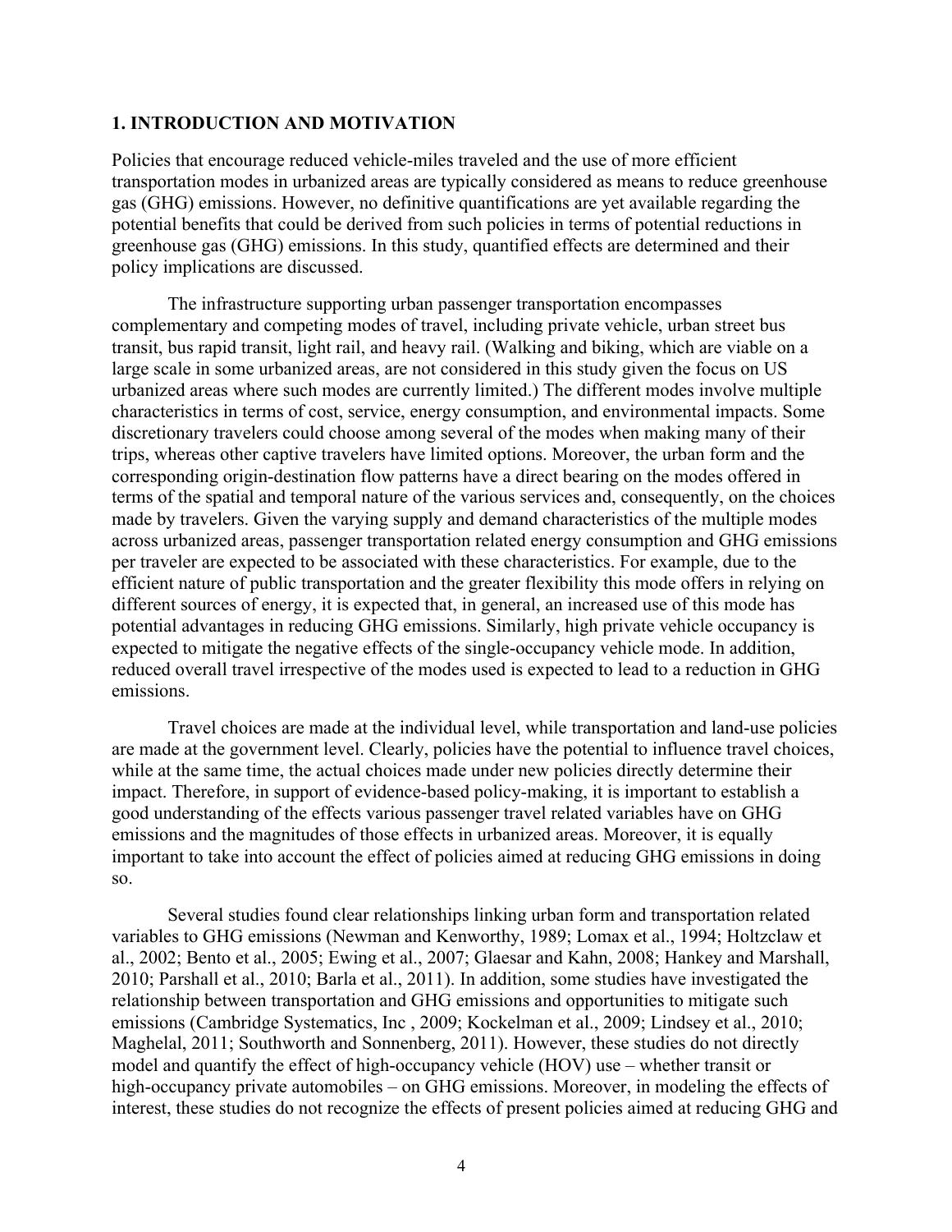## 1. INTRODUCTION AND MOTIVATION

Policies that encourage reduced vehicle-miles traveled and the use of more efficient transportation modes in urbanized areas are typically considered as means to reduce greenhouse gas (GHG) emissions. However, no definitive quantifications are yet available regarding the potential benefits that could be derived from such policies in terms of potential reductions in greenhouse gas (GHG) emissions. In this study, quantified effects are determined and their policy implications are discussed.

The infrastructure supporting urban passenger transportation encompasses complementary and competing modes of travel, including private vehicle, urban street bus transit, bus rapid transit, light rail, and heavy rail. (Walking and biking, which are viable on a large scale in some urbanized areas, are not considered in this study given the focus on US urbanized areas where such modes are currently limited.) The different modes involve multiple characteristics in terms of cost, service, energy consumption, and environmental impacts. Some discretionary travelers could choose among several of the modes when making many of their trips, whereas other captive travelers have limited options. Moreover, the urban form and the corresponding origin-destination flow patterns have a direct bearing on the modes offered in terms of the spatial and temporal nature of the various services and, consequently, on the choices made by travelers. Given the varying supply and demand characteristics of the multiple modes across urbanized areas, passenger transportation related energy consumption and GHG emissions per traveler are expected to be associated with these characteristics. For example, due to the efficient nature of public transportation and the greater flexibility this mode offers in relying on different sources of energy, it is expected that, in general, an increased use of this mode has potential advantages in reducing GHG emissions. Similarly, high private vehicle occupancy is expected to mitigate the negative effects of the single-occupancy vehicle mode. In addition, reduced overall travel irrespective of the modes used is expected to lead to a reduction in GHG emissions.

Travel choices are made at the individual level, while transportation and land-use policies are made at the government level. Clearly, policies have the potential to influence travel choices, while at the same time, the actual choices made under new policies directly determine their impact. Therefore, in support of evidence-based policy-making, it is important to establish a good understanding of the effects various passenger travel related variables have on GHG emissions and the magnitudes of those effects in urbanized areas. Moreover, it is equally important to take into account the effect of policies aimed at reducing GHG emissions in doing so.

Several studies found clear relationships linking urban form and transportation related variables to GHG emissions (Newman and Kenworthy, 1989; Lomax et al., 1994; Holtzclaw et al., 2002; Bento et al., 2005; Ewing et al., 2007; Glaesar and Kahn, 2008; Hankey and Marshall, 2010; Parshall et al., 2010; Barla et al., 2011). In addition, some studies have investigated the relationship between transportation and GHG emissions and opportunities to mitigate such emissions (Cambridge Systematics, Inc , 2009; Kockelman et al., 2009; Lindsey et al., 2010; Maghelal, 2011; Southworth and Sonnenberg, 2011). However, these studies do not directly model and quantify the effect of high-occupancy vehicle (HOV) use – whether transit or high-occupancy private automobiles – on GHG emissions. Moreover, in modeling the effects of interest, these studies do not recognize the effects of present policies aimed at reducing GHG and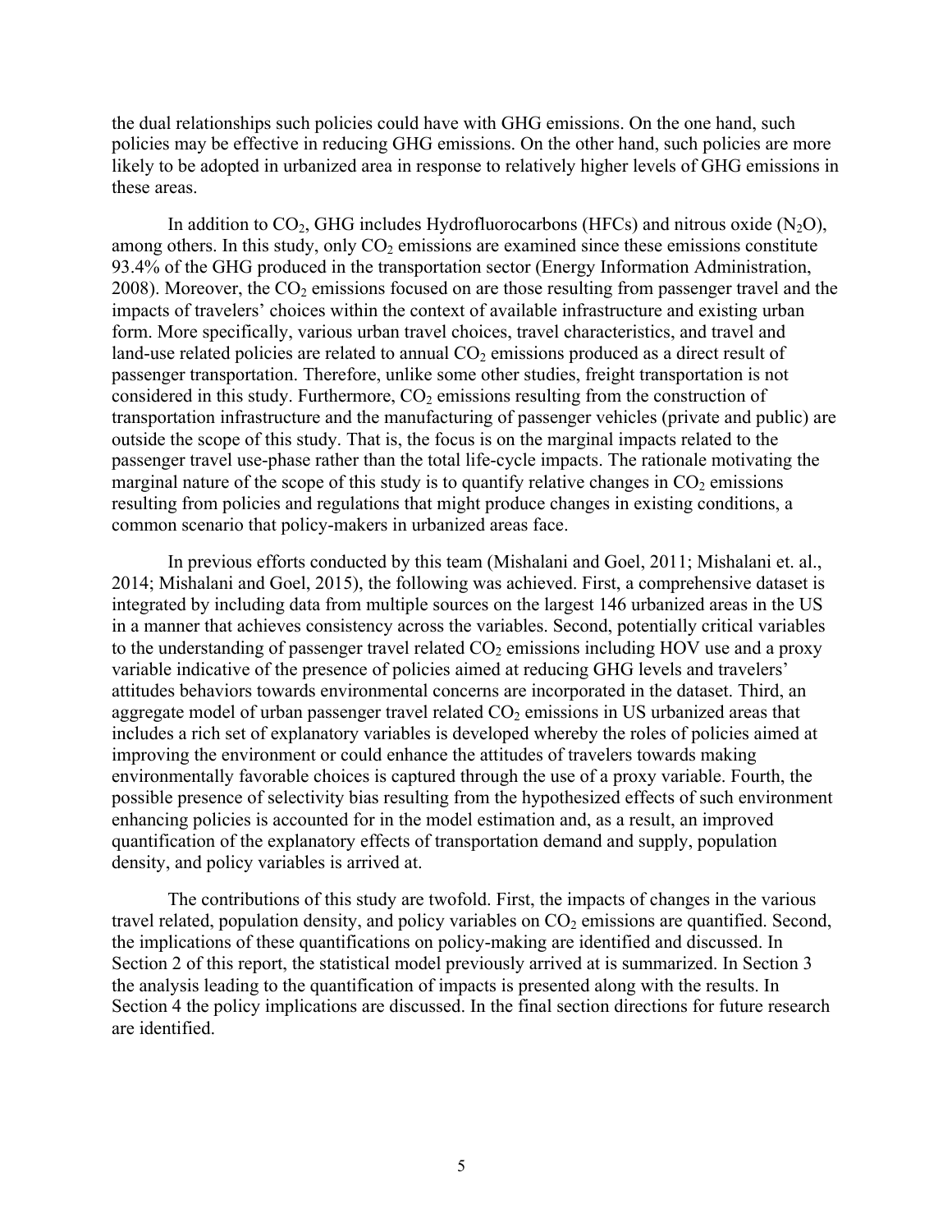the dual relationships such policies could have with GHG emissions. On the one hand, such policies may be effective in reducing GHG emissions. On the other hand, such policies are more likely to be adopted in urbanized area in response to relatively higher levels of GHG emissions in these areas.

In addition to $CO_2$, GHG includes Hydrofluorocarbons (HFCs) and nitrous oxide ($N_2O$), among others. In this study, only $CO_2$ emissions are examined since these emissions constitute 93.4% of the GHG produced in the transportation sector (Energy Information Administration, 2008). Moreover, the $CO_2$ emissions focused on are those resulting from passenger travel and the impacts of travelers' choices within the context of available infrastructure and existing urban form. More specifically, various urban travel choices, travel characteristics, and travel and land-use related policies are related to annual $CO_2$ emissions produced as a direct result of passenger transportation. Therefore, unlike some other studies, freight transportation is not considered in this study. Furthermore, $CO_2$ emissions resulting from the construction of transportation infrastructure and the manufacturing of passenger vehicles (private and public) are outside the scope of this study. That is, the focus is on the marginal impacts related to the passenger travel use-phase rather than the total life-cycle impacts. The rationale motivating the marginal nature of the scope of this study is to quantify relative changes in $CO_2$ emissions resulting from policies and regulations that might produce changes in existing conditions, a common scenario that policy-makers in urbanized areas face.

In previous efforts conducted by this team (Mishalani and Goel, 2011; Mishalani et. al., 2014; Mishalani and Goel, 2015), the following was achieved. First, a comprehensive dataset is integrated by including data from multiple sources on the largest 146 urbanized areas in the US in a manner that achieves consistency across the variables. Second, potentially critical variables to the understanding of passenger travel related $CO_2$ emissions including HOV use and a proxy variable indicative of the presence of policies aimed at reducing GHG levels and travelers' attitudes behaviors towards environmental concerns are incorporated in the dataset. Third, an aggregate model of urban passenger travel related $CO_2$ emissions in US urbanized areas that includes a rich set of explanatory variables is developed whereby the roles of policies aimed at improving the environment or could enhance the attitudes of travelers towards making environmentally favorable choices is captured through the use of a proxy variable. Fourth, the possible presence of selectivity bias resulting from the hypothesized effects of such environment enhancing policies is accounted for in the model estimation and, as a result, an improved quantification of the explanatory effects of transportation demand and supply, population density, and policy variables is arrived at.

The contributions of this study are twofold. First, the impacts of changes in the various travel related, population density, and policy variables on $CO_2$ emissions are quantified. Second, the implications of these quantifications on policy-making are identified and discussed. In Section 2 of this report, the statistical model previously arrived at is summarized. In Section 3 the analysis leading to the quantification of impacts is presented along with the results. In Section 4 the policy implications are discussed. In the final section directions for future research are identified.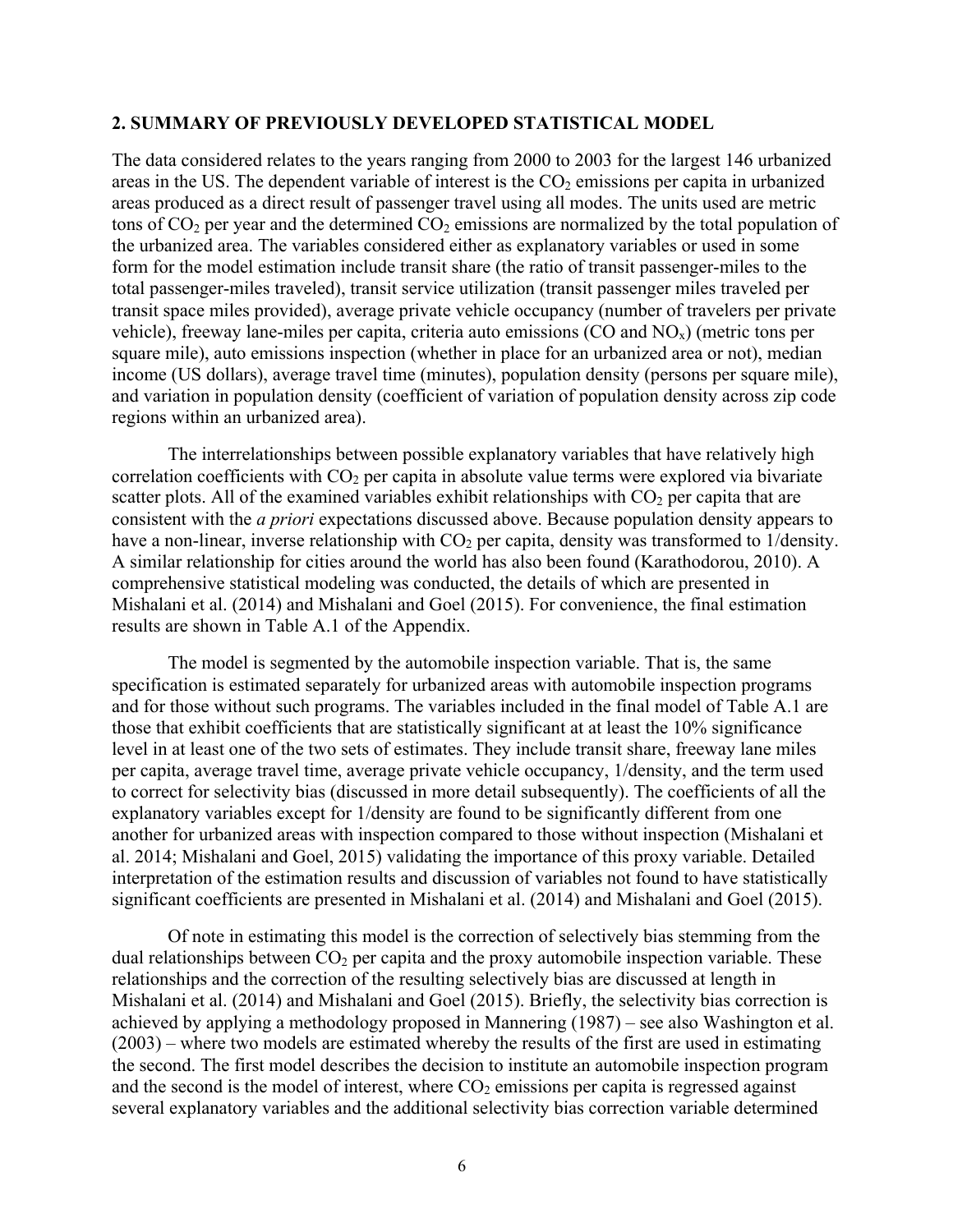## 2. SUMMARY OF PREVIOUSLY DEVELOPED STATISTICAL MODEL

The data considered relates to the years ranging from 2000 to 2003 for the largest 146 urbanized areas in the US. The dependent variable of interest is the $CO_2$ emissions per capita in urbanized areas produced as a direct result of passenger travel using all modes. The units used are metric tons of $CO_2$ per year and the determined $CO_2$ emissions are normalized by the total population of the urbanized area. The variables considered either as explanatory variables or used in some form for the model estimation include transit share (the ratio of transit passenger-miles to the total passenger-miles traveled), transit service utilization (transit passenger miles traveled per transit space miles provided), average private vehicle occupancy (number of travelers per private vehicle), freeway lane-miles per capita, criteria auto emissions (CO and $NO_x$) (metric tons per square mile), auto emissions inspection (whether in place for an urbanized area or not), median income (US dollars), average travel time (minutes), population density (persons per square mile), and variation in population density (coefficient of variation of population density across zip code regions within an urbanized area).

The interrelationships between possible explanatory variables that have relatively high correlation coefficients with $CO_2$ per capita in absolute value terms were explored via bivariate scatter plots. All of the examined variables exhibit relationships with $CO_2$ per capita that are consistent with the *a priori* expectations discussed above. Because population density appears to have a non-linear, inverse relationship with $CO_2$ per capita, density was transformed to 1/density. A similar relationship for cities around the world has also been found (Karathodorou, 2010). A comprehensive statistical modeling was conducted, the details of which are presented in Mishalani et al. (2014) and Mishalani and Goel (2015). For convenience, the final estimation results are shown in Table A.1 of the Appendix.

The model is segmented by the automobile inspection variable. That is, the same specification is estimated separately for urbanized areas with automobile inspection programs and for those without such programs. The variables included in the final model of Table A.1 are those that exhibit coefficients that are statistically significant at at least the 10% significance level in at least one of the two sets of estimates. They include transit share, freeway lane miles per capita, average travel time, average private vehicle occupancy, 1/density, and the term used to correct for selectivity bias (discussed in more detail subsequently). The coefficients of all the explanatory variables except for 1/density are found to be significantly different from one another for urbanized areas with inspection compared to those without inspection (Mishalani et al. 2014; Mishalani and Goel, 2015) validating the importance of this proxy variable. Detailed interpretation of the estimation results and discussion of variables not found to have statistically significant coefficients are presented in Mishalani et al. (2014) and Mishalani and Goel (2015).

Of note in estimating this model is the correction of selectively bias stemming from the dual relationships between $CO_2$ per capita and the proxy automobile inspection variable. These relationships and the correction of the resulting selectively bias are discussed at length in Mishalani et al. (2014) and Mishalani and Goel (2015). Briefly, the selectivity bias correction is achieved by applying a methodology proposed in Mannering (1987) – see also Washington et al. (2003) – where two models are estimated whereby the results of the first are used in estimating the second. The first model describes the decision to institute an automobile inspection program and the second is the model of interest, where $CO_2$ emissions per capita is regressed against several explanatory variables and the additional selectivity bias correction variable determined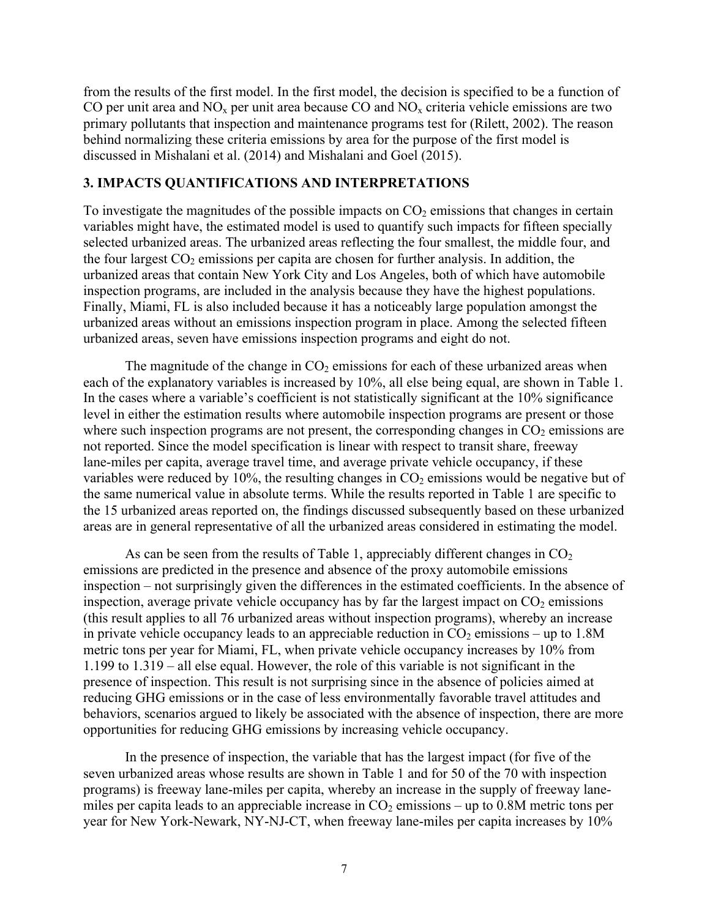from the results of the first model. In the first model, the decision is specified to be a function of CO per unit area and $NO_x$ per unit area because CO and $NO_x$ criteria vehicle emissions are two primary pollutants that inspection and maintenance programs test for (Rilett, 2002). The reason behind normalizing these criteria emissions by area for the purpose of the first model is discussed in Mishalani et al. (2014) and Mishalani and Goel (2015).

## 3. IMPACTS QUANTIFICATIONS AND INTERPRETATIONS

To investigate the magnitudes of the possible impacts on $CO_2$ emissions that changes in certain variables might have, the estimated model is used to quantify such impacts for fifteen specially selected urbanized areas. The urbanized areas reflecting the four smallest, the middle four, and the four largest $CO_2$ emissions per capita are chosen for further analysis. In addition, the urbanized areas that contain New York City and Los Angeles, both of which have automobile inspection programs, are included in the analysis because they have the highest populations. Finally, Miami, FL is also included because it has a noticeably large population amongst the urbanized areas without an emissions inspection program in place. Among the selected fifteen urbanized areas, seven have emissions inspection programs and eight do not.

The magnitude of the change in $CO_2$ emissions for each of these urbanized areas when each of the explanatory variables is increased by 10%, all else being equal, are shown in Table 1. In the cases where a variable's coefficient is not statistically significant at the 10% significance level in either the estimation results where automobile inspection programs are present or those where such inspection programs are not present, the corresponding changes in $CO_2$ emissions are not reported. Since the model specification is linear with respect to transit share, freeway lane-miles per capita, average travel time, and average private vehicle occupancy, if these variables were reduced by 10%, the resulting changes in $CO_2$ emissions would be negative but of the same numerical value in absolute terms. While the results reported in Table 1 are specific to the 15 urbanized areas reported on, the findings discussed subsequently based on these urbanized areas are in general representative of all the urbanized areas considered in estimating the model.

As can be seen from the results of Table 1, appreciably different changes in $CO_2$ emissions are predicted in the presence and absence of the proxy automobile emissions inspection – not surprisingly given the differences in the estimated coefficients. In the absence of inspection, average private vehicle occupancy has by far the largest impact on $CO_2$ emissions (this result applies to all 76 urbanized areas without inspection programs), whereby an increase in private vehicle occupancy leads to an appreciable reduction in $CO_2$ emissions – up to 1.8M metric tons per year for Miami, FL, when private vehicle occupancy increases by 10% from 1.199 to 1.319 – all else equal. However, the role of this variable is not significant in the presence of inspection. This result is not surprising since in the absence of policies aimed at reducing GHG emissions or in the case of less environmentally favorable travel attitudes and behaviors, scenarios argued to likely be associated with the absence of inspection, there are more opportunities for reducing GHG emissions by increasing vehicle occupancy.

In the presence of inspection, the variable that has the largest impact (for five of the seven urbanized areas whose results are shown in Table 1 and for 50 of the 70 with inspection programs) is freeway lane-miles per capita, whereby an increase in the supply of freeway lane-miles per capita leads to an appreciable increase in $CO_2$ emissions – up to 0.8M metric tons per year for New York-Newark, NY-NJ-CT, when freeway lane-miles per capita increases by 10%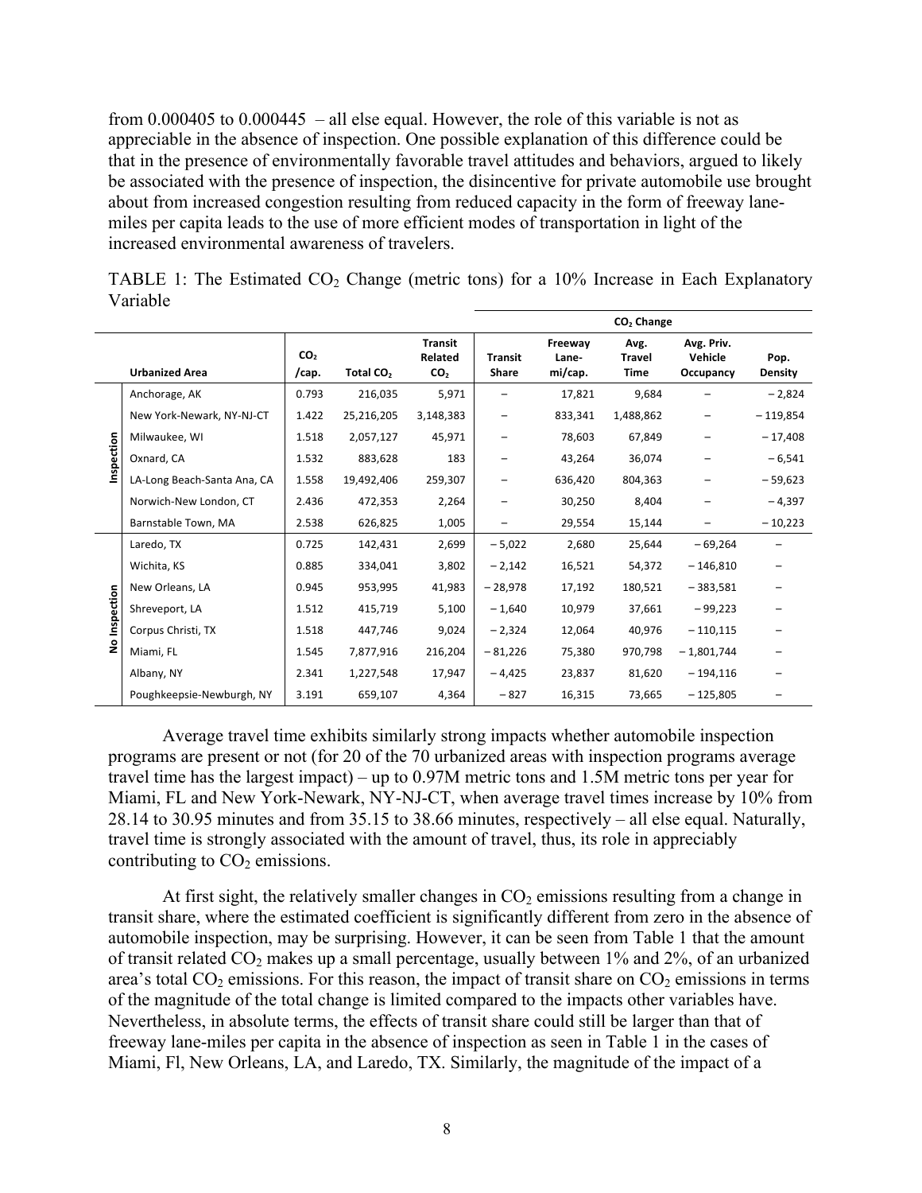from 0.000405 to 0.000445 – all else equal. However, the role of this variable is not as appreciable in the absence of inspection. One possible explanation of this difference could be that in the presence of environmentally favorable travel attitudes and behaviors, argued to likely be associated with the presence of inspection, the disincentive for private automobile use brought about from increased congestion resulting from reduced capacity in the form of freeway lane-miles per capita leads to the use of more efficient modes of transportation in light of the increased environmental awareness of travelers.

TABLE 1: The Estimated $CO_2$ Change (metric tons) for a 10% Increase in Each Explanatory Variable

| | | | | | $CO_2$ Change | | | | |
|---|---|---|---|---|---|---|---|---|---|
| | **Urbanized Area** | **$CO_2$ /cap.** | **Total $CO_2$** | **Transit Related $CO_2$** | **Transit Share** | **Freeway Lane-mi/cap.** | **Avg. Travel Time** | **Avg. Priv. Vehicle Occupancy** | **Pop. Density** |
| Inspection | Anchorage, AK | 0.793 | 216,035 | 5,971 | – | 17,821 | 9,684 | – | – 2,824 |
| | New York-Newark, NY-NJ-CT | 1.422 | 25,216,205 | 3,148,383 | – | 833,341 | 1,488,862 | – | – 119,854 |
| | Milwaukee, WI | 1.518 | 2,057,127 | 45,971 | – | 78,603 | 67,849 | – | – 17,408 |
| | Oxnard, CA | 1.532 | 883,628 | 183 | – | 43,264 | 36,074 | – | – 6,541 |
| | LA-Long Beach-Santa Ana, CA | 1.558 | 19,492,406 | 259,307 | – | 636,420 | 804,363 | – | – 59,623 |
| | Norwich-New London, CT | 2.436 | 472,353 | 2,264 | – | 30,250 | 8,404 | – | – 4,397 |
| | Barnstable Town, MA | 2.538 | 626,825 | 1,005 | – | 29,554 | 15,144 | – | – 10,223 |
| No Inspection | Laredo, TX | 0.725 | 142,431 | 2,699 | – 5,022 | 2,680 | 25,644 | – 69,264 | – |
| | Wichita, KS | 0.885 | 334,041 | 3,802 | – 2,142 | 16,521 | 54,372 | – 146,810 | – |
| | New Orleans, LA | 0.945 | 953,995 | 41,983 | – 28,978 | 17,192 | 180,521 | – 383,581 | – |
| | Shreveport, LA | 1.512 | 415,719 | 5,100 | – 1,640 | 10,979 | 37,661 | – 99,223 | – |
| | Corpus Christi, TX | 1.518 | 447,746 | 9,024 | – 2,324 | 12,064 | 40,976 | – 110,115 | – |
| | Miami, FL | 1.545 | 7,877,916 | 216,204 | – 81,226 | 75,380 | 970,798 | – 1,801,744 | – |
| | Albany, NY | 2.341 | 1,227,548 | 17,947 | – 4,425 | 23,837 | 81,620 | – 194,116 | – |
| | Poughkeepsie-Newburgh, NY | 3.191 | 659,107 | 4,364 | – 827 | 16,315 | 73,665 | – 125,805 | – |

Average travel time exhibits similarly strong impacts whether automobile inspection programs are present or not (for 20 of the 70 urbanized areas with inspection programs average travel time has the largest impact) – up to 0.97M metric tons and 1.5M metric tons per year for Miami, FL and New York-Newark, NY-NJ-CT, when average travel times increase by 10% from 28.14 to 30.95 minutes and from 35.15 to 38.66 minutes, respectively – all else equal. Naturally, travel time is strongly associated with the amount of travel, thus, its role in appreciably contributing to $CO_2$ emissions.

At first sight, the relatively smaller changes in $CO_2$ emissions resulting from a change in transit share, where the estimated coefficient is significantly different from zero in the absence of automobile inspection, may be surprising. However, it can be seen from Table 1 that the amount of transit related $CO_2$ makes up a small percentage, usually between 1% and 2%, of an urbanized area's total $CO_2$ emissions. For this reason, the impact of transit share on $CO_2$ emissions in terms of the magnitude of the total change is limited compared to the impacts other variables have. Nevertheless, in absolute terms, the effects of transit share could still be larger than that of freeway lane-miles per capita in the absence of inspection as seen in Table 1 in the cases of Miami, Fl, New Orleans, LA, and Laredo, TX. Similarly, the magnitude of the impact of a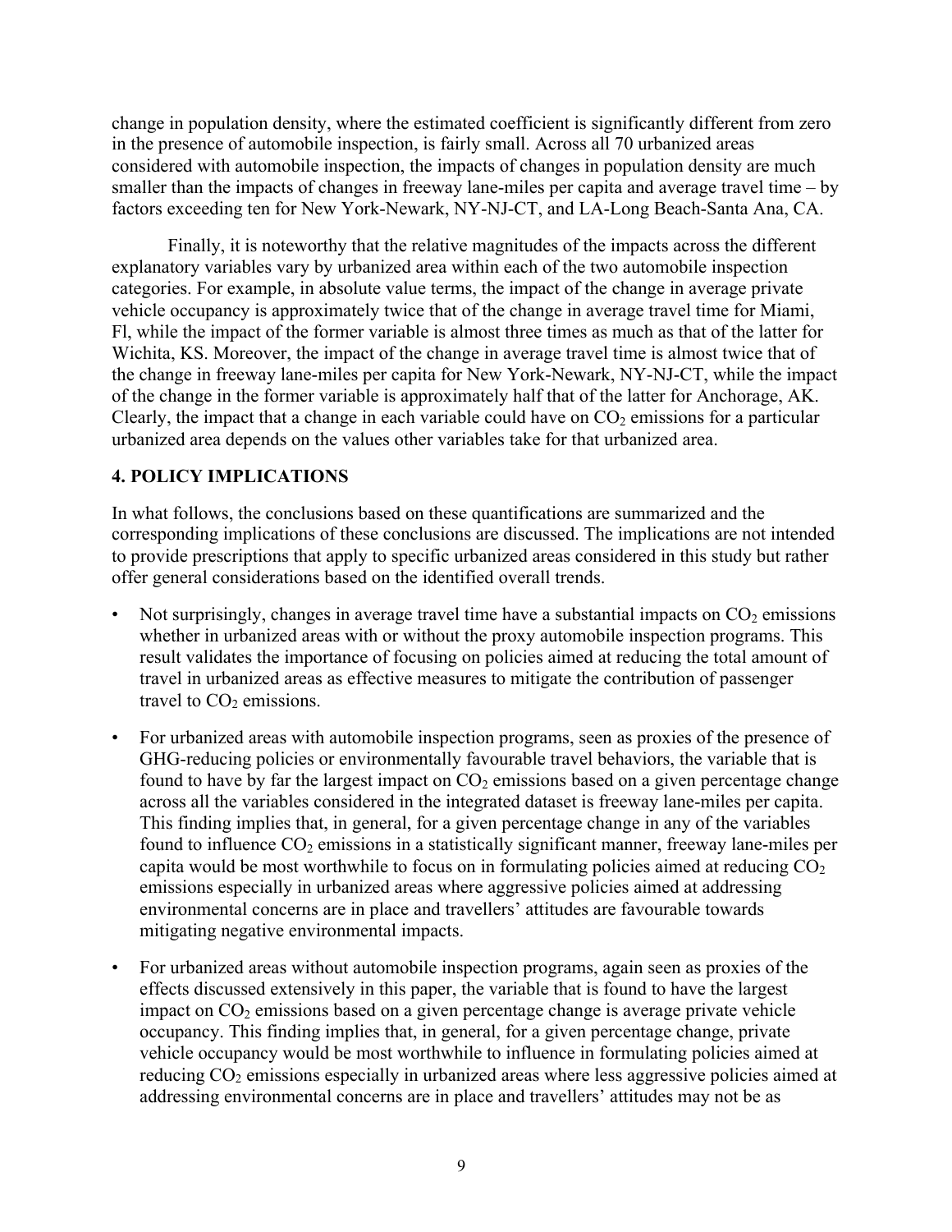change in population density, where the estimated coefficient is significantly different from zero in the presence of automobile inspection, is fairly small. Across all 70 urbanized areas considered with automobile inspection, the impacts of changes in population density are much smaller than the impacts of changes in freeway lane-miles per capita and average travel time – by factors exceeding ten for New York-Newark, NY-NJ-CT, and LA-Long Beach-Santa Ana, CA.

Finally, it is noteworthy that the relative magnitudes of the impacts across the different explanatory variables vary by urbanized area within each of the two automobile inspection categories. For example, in absolute value terms, the impact of the change in average private vehicle occupancy is approximately twice that of the change in average travel time for Miami, Fl, while the impact of the former variable is almost three times as much as that of the latter for Wichita, KS. Moreover, the impact of the change in average travel time is almost twice that of the change in freeway lane-miles per capita for New York-Newark, NY-NJ-CT, while the impact of the change in the former variable is approximately half that of the latter for Anchorage, AK. Clearly, the impact that a change in each variable could have on $CO_2$ emissions for a particular urbanized area depends on the values other variables take for that urbanized area.

## 4. POLICY IMPLICATIONS

In what follows, the conclusions based on these quantifications are summarized and the corresponding implications of these conclusions are discussed. The implications are not intended to provide prescriptions that apply to specific urbanized areas considered in this study but rather offer general considerations based on the identified overall trends.

- Not surprisingly, changes in average travel time have a substantial impacts on $CO_2$ emissions whether in urbanized areas with or without the proxy automobile inspection programs. This result validates the importance of focusing on policies aimed at reducing the total amount of travel in urbanized areas as effective measures to mitigate the contribution of passenger travel to $CO_2$ emissions.
- For urbanized areas with automobile inspection programs, seen as proxies of the presence of GHG-reducing policies or environmentally favourable travel behaviors, the variable that is found to have by far the largest impact on $CO_2$ emissions based on a given percentage change across all the variables considered in the integrated dataset is freeway lane-miles per capita. This finding implies that, in general, for a given percentage change in any of the variables found to influence $CO_2$ emissions in a statistically significant manner, freeway lane-miles per capita would be most worthwhile to focus on in formulating policies aimed at reducing $CO_2$ emissions especially in urbanized areas where aggressive policies aimed at addressing environmental concerns are in place and travellers' attitudes are favourable towards mitigating negative environmental impacts.
- For urbanized areas without automobile inspection programs, again seen as proxies of the effects discussed extensively in this paper, the variable that is found to have the largest impact on $CO_2$ emissions based on a given percentage change is average private vehicle occupancy. This finding implies that, in general, for a given percentage change, private vehicle occupancy would be most worthwhile to influence in formulating policies aimed at reducing $CO_2$ emissions especially in urbanized areas where less aggressive policies aimed at addressing environmental concerns are in place and travellers' attitudes may not be as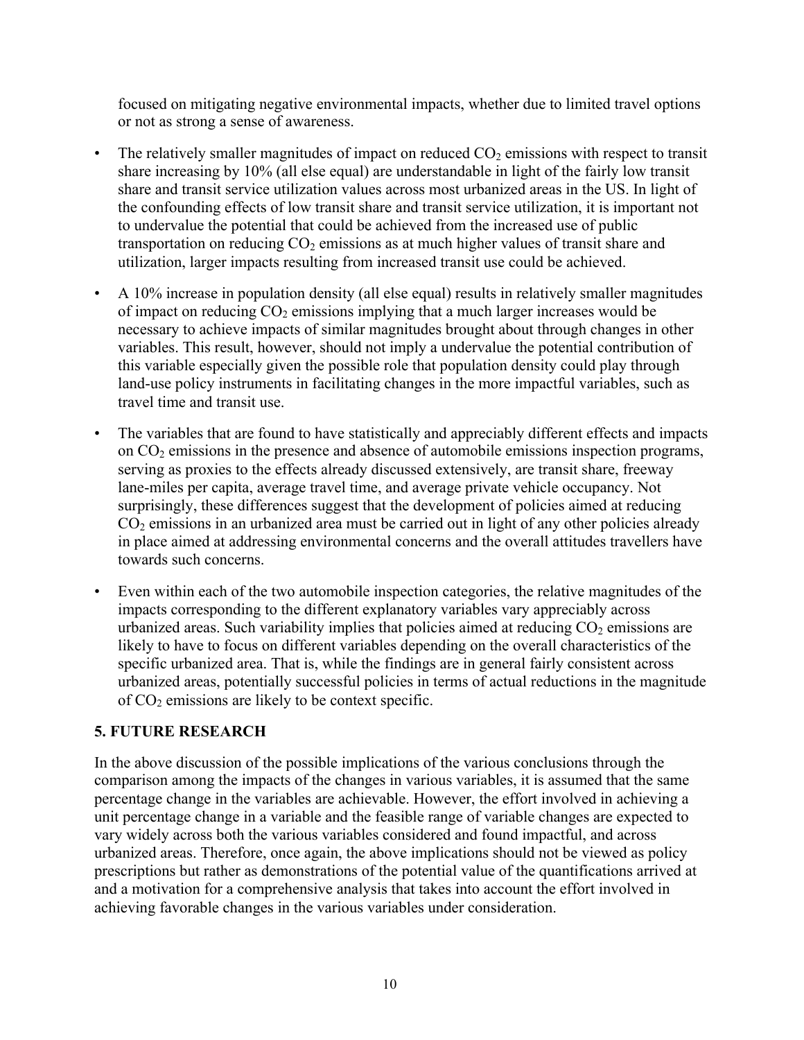focused on mitigating negative environmental impacts, whether due to limited travel options or not as strong a sense of awareness.

- The relatively smaller magnitudes of impact on reduced $CO_2$ emissions with respect to transit share increasing by 10% (all else equal) are understandable in light of the fairly low transit share and transit service utilization values across most urbanized areas in the US. In light of the confounding effects of low transit share and transit service utilization, it is important not to undervalue the potential that could be achieved from the increased use of public transportation on reducing $CO_2$ emissions as at much higher values of transit share and utilization, larger impacts resulting from increased transit use could be achieved.
- A 10% increase in population density (all else equal) results in relatively smaller magnitudes of impact on reducing $CO_2$ emissions implying that a much larger increases would be necessary to achieve impacts of similar magnitudes brought about through changes in other variables. This result, however, should not imply a undervalue the potential contribution of this variable especially given the possible role that population density could play through land-use policy instruments in facilitating changes in the more impactful variables, such as travel time and transit use.
- The variables that are found to have statistically and appreciably different effects and impacts on $CO_2$ emissions in the presence and absence of automobile emissions inspection programs, serving as proxies to the effects already discussed extensively, are transit share, freeway lane-miles per capita, average travel time, and average private vehicle occupancy. Not surprisingly, these differences suggest that the development of policies aimed at reducing $CO_2$ emissions in an urbanized area must be carried out in light of any other policies already in place aimed at addressing environmental concerns and the overall attitudes travellers have towards such concerns.
- Even within each of the two automobile inspection categories, the relative magnitudes of the impacts corresponding to the different explanatory variables vary appreciably across urbanized areas. Such variability implies that policies aimed at reducing $CO_2$ emissions are likely to have to focus on different variables depending on the overall characteristics of the specific urbanized area. That is, while the findings are in general fairly consistent across urbanized areas, potentially successful policies in terms of actual reductions in the magnitude of $CO_2$ emissions are likely to be context specific.

## 5. FUTURE RESEARCH

In the above discussion of the possible implications of the various conclusions through the comparison among the impacts of the changes in various variables, it is assumed that the same percentage change in the variables are achievable. However, the effort involved in achieving a unit percentage change in a variable and the feasible range of variable changes are expected to vary widely across both the various variables considered and found impactful, and across urbanized areas. Therefore, once again, the above implications should not be viewed as policy prescriptions but rather as demonstrations of the potential value of the quantifications arrived at and a motivation for a comprehensive analysis that takes into account the effort involved in achieving favorable changes in the various variables under consideration.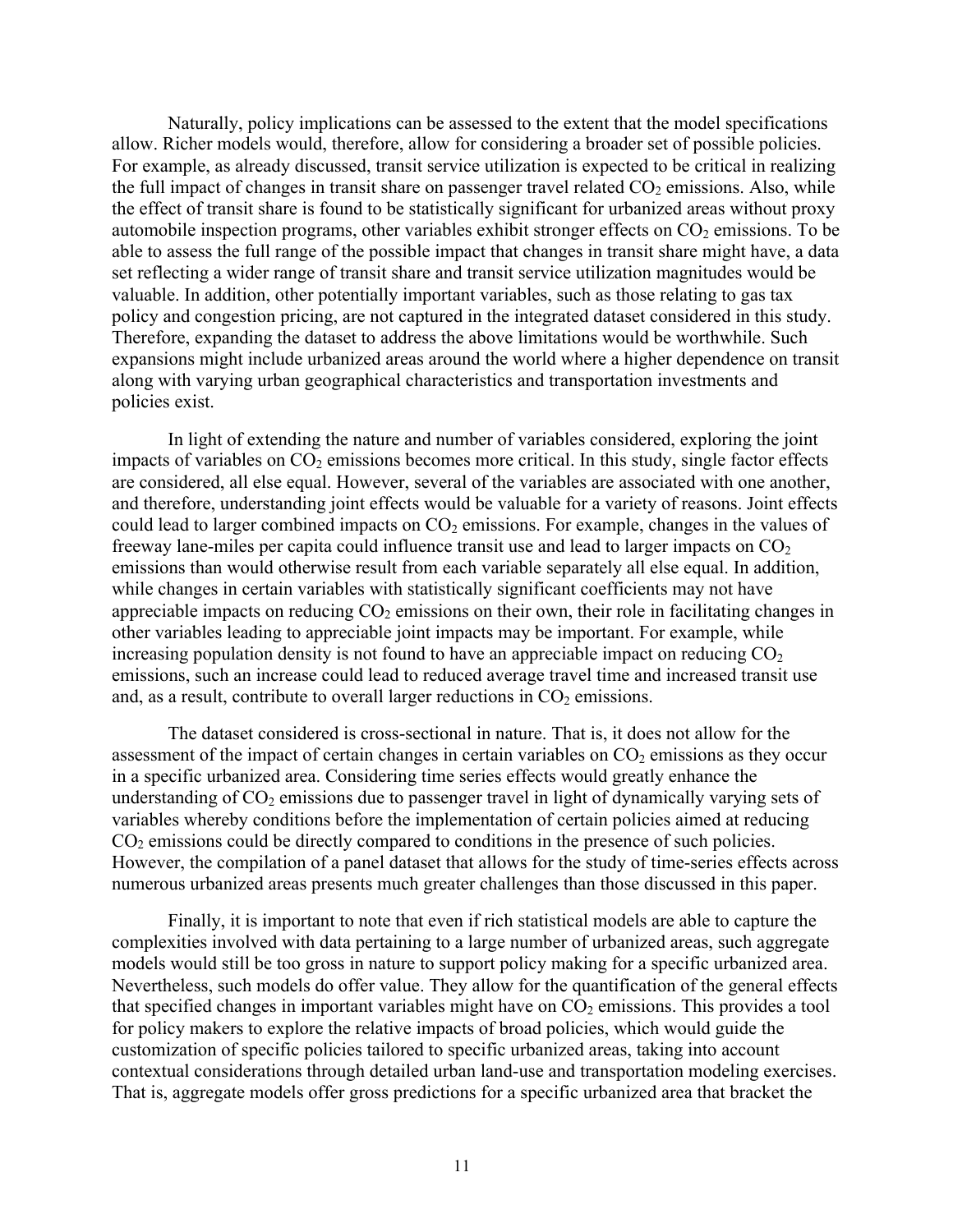Naturally, policy implications can be assessed to the extent that the model specifications allow. Richer models would, therefore, allow for considering a broader set of possible policies. For example, as already discussed, transit service utilization is expected to be critical in realizing the full impact of changes in transit share on passenger travel related $CO_2$ emissions. Also, while the effect of transit share is found to be statistically significant for urbanized areas without proxy automobile inspection programs, other variables exhibit stronger effects on $CO_2$ emissions. To be able to assess the full range of the possible impact that changes in transit share might have, a data set reflecting a wider range of transit share and transit service utilization magnitudes would be valuable. In addition, other potentially important variables, such as those relating to gas tax policy and congestion pricing, are not captured in the integrated dataset considered in this study. Therefore, expanding the dataset to address the above limitations would be worthwhile. Such expansions might include urbanized areas around the world where a higher dependence on transit along with varying urban geographical characteristics and transportation investments and policies exist.

In light of extending the nature and number of variables considered, exploring the joint impacts of variables on $CO_2$ emissions becomes more critical. In this study, single factor effects are considered, all else equal. However, several of the variables are associated with one another, and therefore, understanding joint effects would be valuable for a variety of reasons. Joint effects could lead to larger combined impacts on $CO_2$ emissions. For example, changes in the values of freeway lane-miles per capita could influence transit use and lead to larger impacts on $CO_2$ emissions than would otherwise result from each variable separately all else equal. In addition, while changes in certain variables with statistically significant coefficients may not have appreciable impacts on reducing $CO_2$ emissions on their own, their role in facilitating changes in other variables leading to appreciable joint impacts may be important. For example, while increasing population density is not found to have an appreciable impact on reducing $CO_2$ emissions, such an increase could lead to reduced average travel time and increased transit use and, as a result, contribute to overall larger reductions in $CO_2$ emissions.

The dataset considered is cross-sectional in nature. That is, it does not allow for the assessment of the impact of certain changes in certain variables on $CO_2$ emissions as they occur in a specific urbanized area. Considering time series effects would greatly enhance the understanding of $CO_2$ emissions due to passenger travel in light of dynamically varying sets of variables whereby conditions before the implementation of certain policies aimed at reducing $CO_2$ emissions could be directly compared to conditions in the presence of such policies. However, the compilation of a panel dataset that allows for the study of time-series effects across numerous urbanized areas presents much greater challenges than those discussed in this paper.

Finally, it is important to note that even if rich statistical models are able to capture the complexities involved with data pertaining to a large number of urbanized areas, such aggregate models would still be too gross in nature to support policy making for a specific urbanized area. Nevertheless, such models do offer value. They allow for the quantification of the general effects that specified changes in important variables might have on $CO_2$ emissions. This provides a tool for policy makers to explore the relative impacts of broad policies, which would guide the customization of specific policies tailored to specific urbanized areas, taking into account contextual considerations through detailed urban land-use and transportation modeling exercises. That is, aggregate models offer gross predictions for a specific urbanized area that bracket the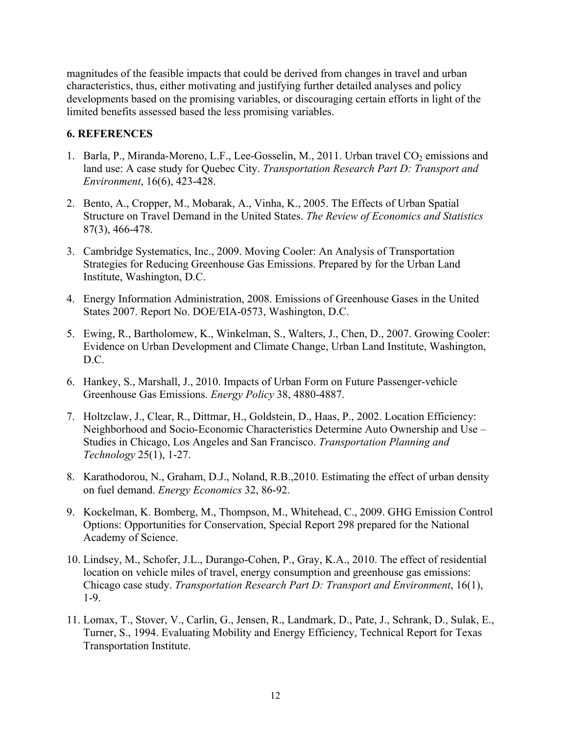magnitudes of the feasible impacts that could be derived from changes in travel and urban characteristics, thus, either motivating and justifying further detailed analyses and policy developments based on the promising variables, or discouraging certain efforts in light of the limited benefits assessed based the less promising variables.

## 6. REFERENCES

1. Barla, P., Miranda-Moreno, L.F., Lee-Gosselin, M., 2011. Urban travel $CO_2$ emissions and land use: A case study for Quebec City. *Transportation Research Part D: Transport and Environment*, 16(6), 423-428.

2. Bento, A., Cropper, M., Mobarak, A., Vinha, K., 2005. The Effects of Urban Spatial Structure on Travel Demand in the United States. *The Review of Economics and Statistics* 87(3), 466-478.

3. Cambridge Systematics, Inc., 2009. Moving Cooler: An Analysis of Transportation Strategies for Reducing Greenhouse Gas Emissions. Prepared by for the Urban Land Institute, Washington, D.C.

4. Energy Information Administration, 2008. Emissions of Greenhouse Gases in the United States 2007. Report No. DOE/EIA-0573, Washington, D.C.

5. Ewing, R., Bartholomew, K., Winkelman, S., Walters, J., Chen, D., 2007. Growing Cooler: Evidence on Urban Development and Climate Change, Urban Land Institute, Washington, D.C.

6. Hankey, S., Marshall, J., 2010. Impacts of Urban Form on Future Passenger-vehicle Greenhouse Gas Emissions. *Energy Policy* 38, 4880-4887.

7. Holtzclaw, J., Clear, R., Dittmar, H., Goldstein, D., Haas, P., 2002. Location Efficiency: Neighborhood and Socio-Economic Characteristics Determine Auto Ownership and Use – Studies in Chicago, Los Angeles and San Francisco. *Transportation Planning and Technology* 25(1), 1-27.

8. Karathodorou, N., Graham, D.J., Noland, R.B.,2010. Estimating the effect of urban density on fuel demand. *Energy Economics* 32, 86-92.

9. Kockelman, K. Bomberg, M., Thompson, M., Whitehead, C., 2009. GHG Emission Control Options: Opportunities for Conservation, Special Report 298 prepared for the National Academy of Science.

10. Lindsey, M., Schofer, J.L., Durango-Cohen, P., Gray, K.A., 2010. The effect of residential location on vehicle miles of travel, energy consumption and greenhouse gas emissions: Chicago case study. *Transportation Research Part D: Transport and Environment*, 16(1), 1-9.

11. Lomax, T., Stover, V., Carlin, G., Jensen, R., Landmark, D., Pate, J., Schrank, D., Sulak, E., Turner, S., 1994. Evaluating Mobility and Energy Efficiency, Technical Report for Texas Transportation Institute.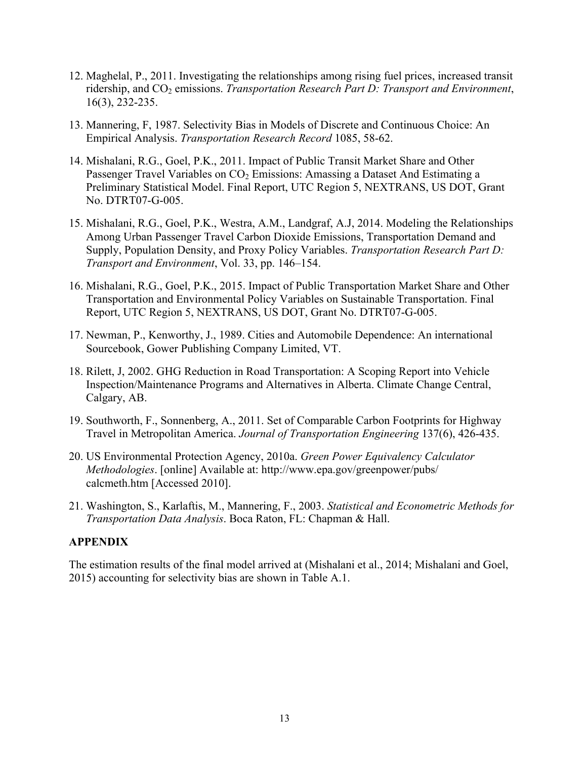12. Maghelal, P., 2011. Investigating the relationships among rising fuel prices, increased transit ridership, and $CO_2$ emissions. *Transportation Research Part D: Transport and Environment*, 16(3), 232-235.

13. Mannering, F, 1987. Selectivity Bias in Models of Discrete and Continuous Choice: An Empirical Analysis. *Transportation Research Record* 1085, 58-62.

14. Mishalani, R.G., Goel, P.K., 2011. Impact of Public Transit Market Share and Other Passenger Travel Variables on $CO_2$ Emissions: Amassing a Dataset And Estimating a Preliminary Statistical Model. Final Report, UTC Region 5, NEXTRANS, US DOT, Grant No. DTRT07-G-005.

15. Mishalani, R.G., Goel, P.K., Westra, A.M., Landgraf, A.J, 2014. Modeling the Relationships Among Urban Passenger Travel Carbon Dioxide Emissions, Transportation Demand and Supply, Population Density, and Proxy Policy Variables. *Transportation Research Part D: Transport and Environment*, Vol. 33, pp. 146–154.

16. Mishalani, R.G., Goel, P.K., 2015. Impact of Public Transportation Market Share and Other Transportation and Environmental Policy Variables on Sustainable Transportation. Final Report, UTC Region 5, NEXTRANS, US DOT, Grant No. DTRT07-G-005.

17. Newman, P., Kenworthy, J., 1989. Cities and Automobile Dependence: An international Sourcebook, Gower Publishing Company Limited, VT.

18. Rilett, J, 2002. GHG Reduction in Road Transportation: A Scoping Report into Vehicle Inspection/Maintenance Programs and Alternatives in Alberta. Climate Change Central, Calgary, AB.

19. Southworth, F., Sonnenberg, A., 2011. Set of Comparable Carbon Footprints for Highway Travel in Metropolitan America. *Journal of Transportation Engineering* 137(6), 426-435.

20. US Environmental Protection Agency, 2010a. *Green Power Equivalency Calculator Methodologies*. [online] Available at: http://www.epa.gov/greenpower/pubs/calcmeth.htm [Accessed 2010].

21. Washington, S., Karlaftis, M., Mannering, F., 2003. *Statistical and Econometric Methods for Transportation Data Analysis*. Boca Raton, FL: Chapman & Hall.

## APPENDIX

The estimation results of the final model arrived at (Mishalani et al., 2014; Mishalani and Goel, 2015) accounting for selectivity bias are shown in Table A.1.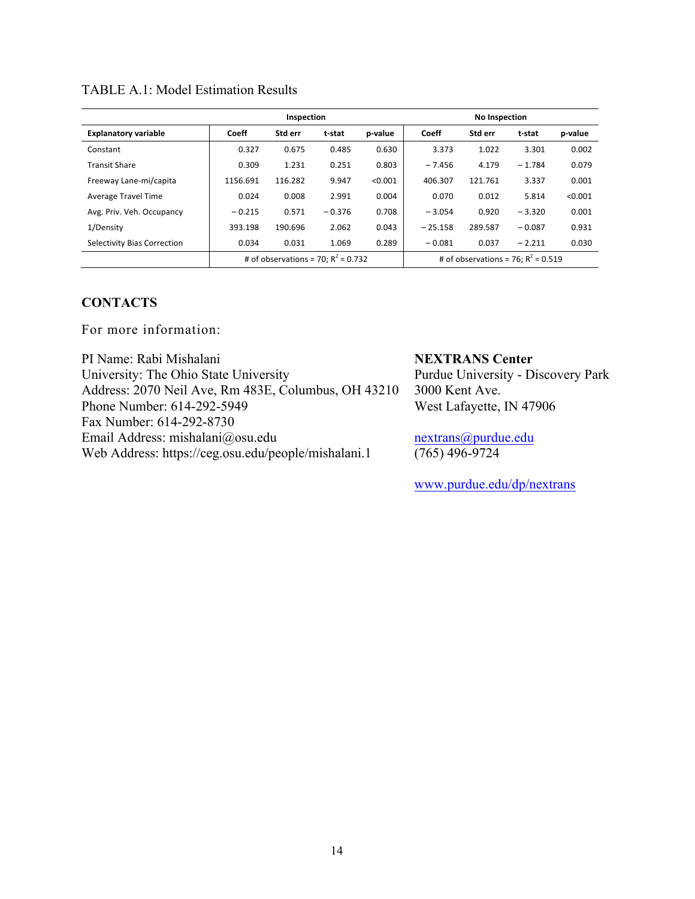TABLE A.1: Model Estimation Results

| | Inspection | | | | No Inspection | | | |
|---|---|---|---|---|---|---|---|---|
| Explanatory variable | Coeff | Std err | t-stat | p-value | Coeff | Std err | t-stat | p-value |
| Constant | 0.327 | 0.675 | 0.485 | 0.630 | 3.373 | 1.022 | 3.301 | 0.002 |
| Transit Share | 0.309 | 1.231 | 0.251 | 0.803 | − 7.456 | 4.179 | − 1.784 | 0.079 |
| Freeway Lane-mi/capita | 1156.691 | 116.282 | 9.947 | <0.001 | 406.307 | 121.761 | 3.337 | 0.001 |
| Average Travel Time | 0.024 | 0.008 | 2.991 | 0.004 | 0.070 | 0.012 | 5.814 | <0.001 |
| Avg. Priv. Veh. Occupancy | − 0.215 | 0.571 | − 0.376 | 0.708 | − 3.054 | 0.920 | − 3.320 | 0.001 |
| 1/Density | 393.198 | 190.696 | 2.062 | 0.043 | − 25.158 | 289.587 | − 0.087 | 0.931 |
| Selectivity Bias Correction | 0.034 | 0.031 | 1.069 | 0.289 | − 0.081 | 0.037 | − 2.211 | 0.030 |
| | # of observations = 70; $R^2$ = 0.732 | | | | # of observations = 76; $R^2$ = 0.519 | | | |

## CONTACTS

For more information:

PI Name: Rabi Mishalani
University: The Ohio State University
Address: 2070 Neil Ave, Rm 483E, Columbus, OH 43210
Phone Number: 614-292-5949
Fax Number: 614-292-8730
Email Address: mishalani@osu.edu
Web Address: https://ceg.osu.edu/people/mishalani.1

**NEXTRANS Center**
Purdue University - Discovery Park
3000 Kent Ave.
West Lafayette, IN 47906

nextrans@purdue.edu
(765) 496-9724

www.purdue.edu/dp/nextrans